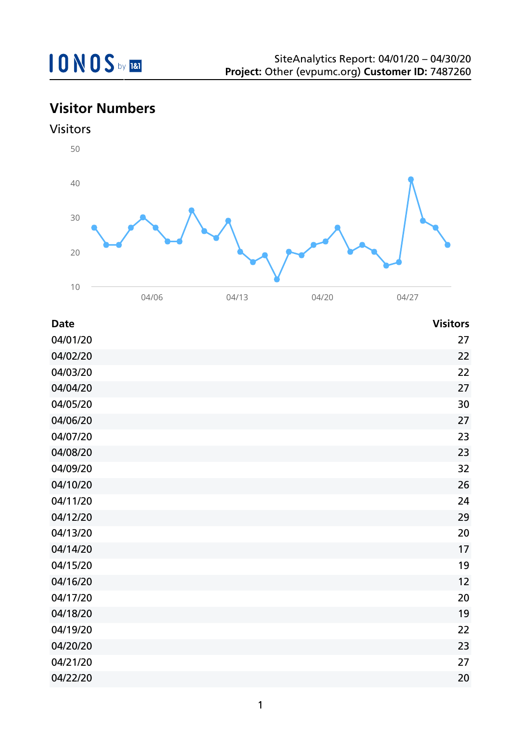SiteAnalytics Report: 04/01/20 – 04/30/20
**Project:** Other (evpumc.org) **Customer ID:** 7487260

## Visitor Numbers

### Visitors

| Date | Visitors |
|---|---|
| 04/01/20 | 27 |
| 04/02/20 | 22 |
| 04/03/20 | 22 |
| 04/04/20 | 27 |
| 04/05/20 | 30 |
| 04/06/20 | 27 |
| 04/07/20 | 23 |
| 04/08/20 | 23 |
| 04/09/20 | 32 |
| 04/10/20 | 26 |
| 04/11/20 | 24 |
| 04/12/20 | 29 |
| 04/13/20 | 20 |
| 04/14/20 | 17 |
| 04/15/20 | 19 |
| 04/16/20 | 12 |
| 04/17/20 | 20 |
| 04/18/20 | 19 |
| 04/19/20 | 22 |
| 04/20/20 | 23 |
| 04/21/20 | 27 |
| 04/22/20 | 20 |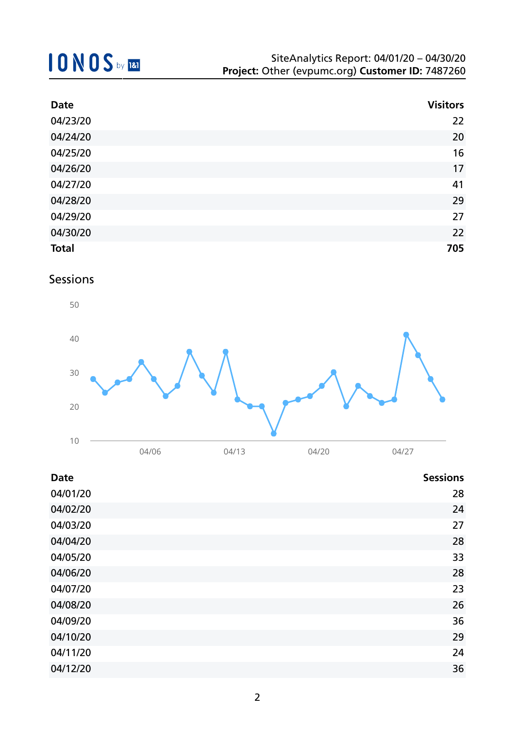| Date | Visitors |
|---|---|
| 04/23/20 | 22 |
| 04/24/20 | 20 |
| 04/25/20 | 16 |
| 04/26/20 | 17 |
| 04/27/20 | 41 |
| 04/28/20 | 29 |
| 04/29/20 | 27 |
| 04/30/20 | 22 |
| **Total** | **705** |

## Sessions

| Date | Sessions |
|---|---|
| 04/01/20 | 28 |
| 04/02/20 | 24 |
| 04/03/20 | 27 |
| 04/04/20 | 28 |
| 04/05/20 | 33 |
| 04/06/20 | 28 |
| 04/07/20 | 23 |
| 04/08/20 | 26 |
| 04/09/20 | 36 |
| 04/10/20 | 29 |
| 04/11/20 | 24 |
| 04/12/20 | 36 |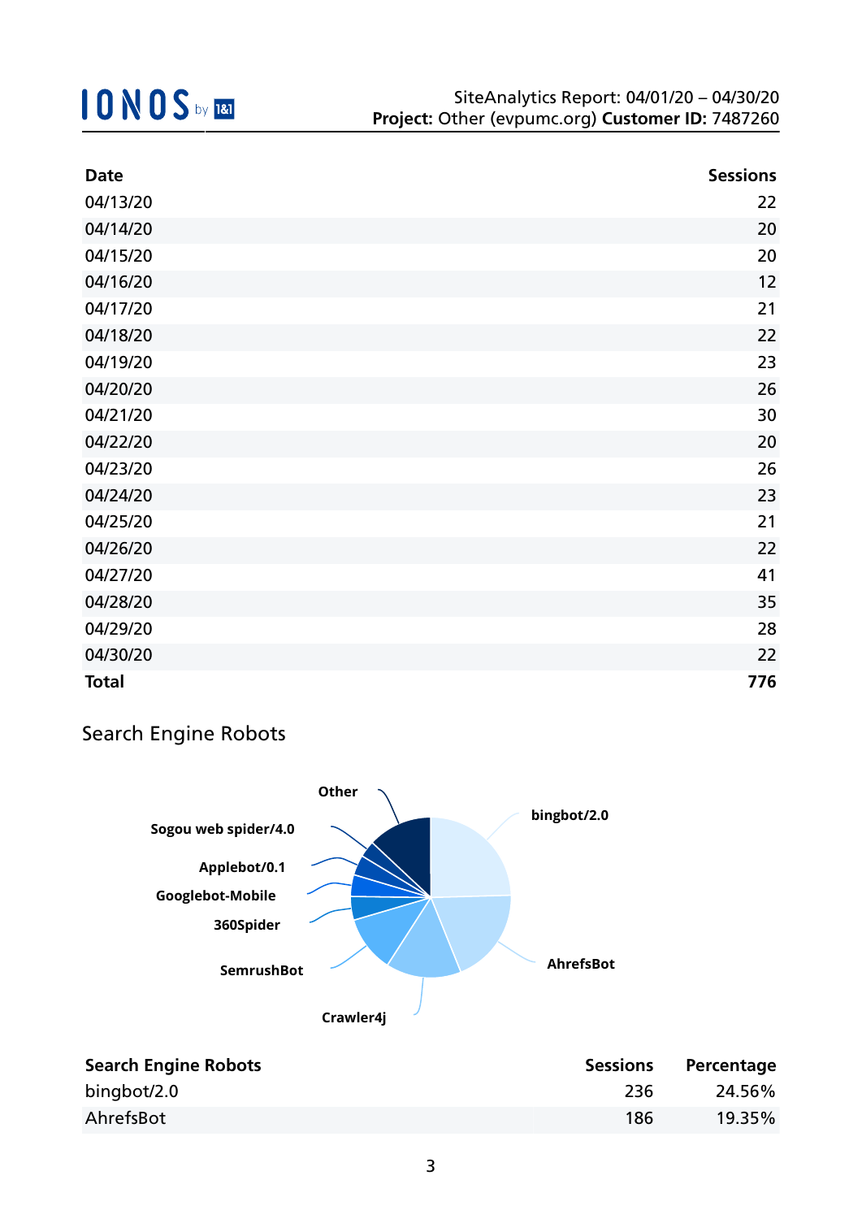| Date | Sessions |
|---|---|
| 04/13/20 | 22 |
| 04/14/20 | 20 |
| 04/15/20 | 20 |
| 04/16/20 | 12 |
| 04/17/20 | 21 |
| 04/18/20 | 22 |
| 04/19/20 | 23 |
| 04/20/20 | 26 |
| 04/21/20 | 30 |
| 04/22/20 | 20 |
| 04/23/20 | 26 |
| 04/24/20 | 23 |
| 04/25/20 | 21 |
| 04/26/20 | 22 |
| 04/27/20 | 41 |
| 04/28/20 | 35 |
| 04/29/20 | 28 |
| 04/30/20 | 22 |
| **Total** | **776** |

## Search Engine Robots

| Search Engine Robots | Sessions | Percentage |
|---|---|---|
| bingbot/2.0 | 236 | 24.56% |
| AhrefsBot | 186 | 19.35% |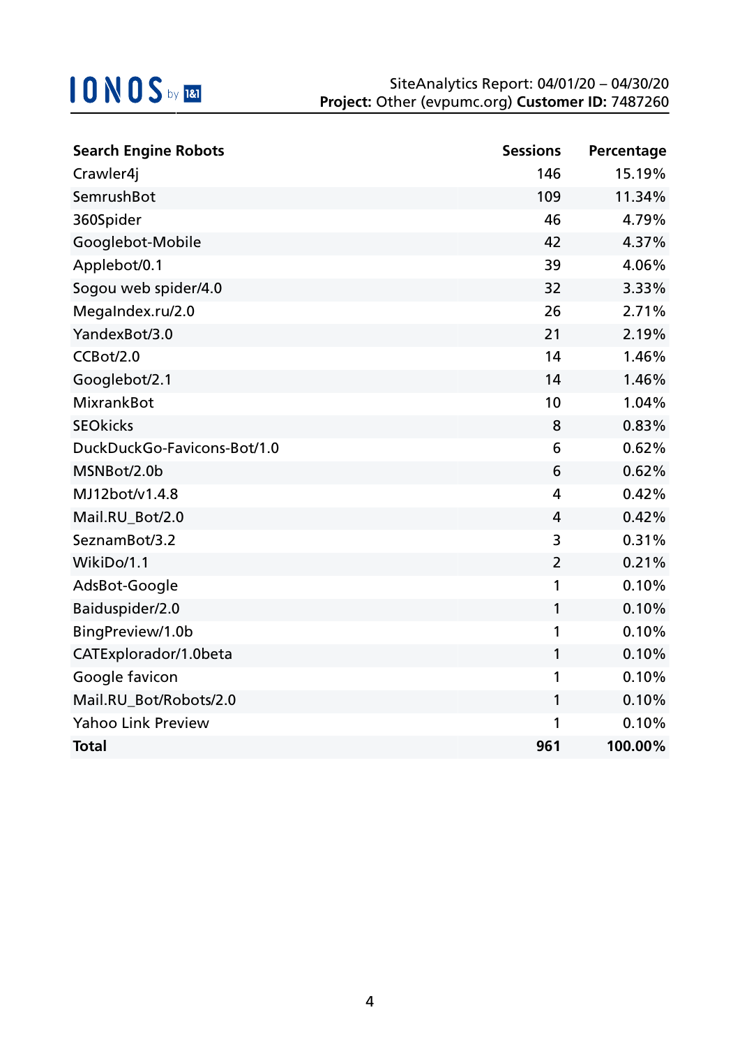| Search Engine Robots | Sessions | Percentage |
|---|---|---|
| Crawler4j | 146 | 15.19% |
| SemrushBot | 109 | 11.34% |
| 360Spider | 46 | 4.79% |
| Googlebot-Mobile | 42 | 4.37% |
| Applebot/0.1 | 39 | 4.06% |
| Sogou web spider/4.0 | 32 | 3.33% |
| MegaIndex.ru/2.0 | 26 | 2.71% |
| YandexBot/3.0 | 21 | 2.19% |
| CCBot/2.0 | 14 | 1.46% |
| Googlebot/2.1 | 14 | 1.46% |
| MixrankBot | 10 | 1.04% |
| SEOkicks | 8 | 0.83% |
| DuckDuckGo-Favicons-Bot/1.0 | 6 | 0.62% |
| MSNBot/2.0b | 6 | 0.62% |
| MJ12bot/v1.4.8 | 4 | 0.42% |
| Mail.RU_Bot/2.0 | 4 | 0.42% |
| SeznamBot/3.2 | 3 | 0.31% |
| WikiDo/1.1 | 2 | 0.21% |
| AdsBot-Google | 1 | 0.10% |
| Baiduspider/2.0 | 1 | 0.10% |
| BingPreview/1.0b | 1 | 0.10% |
| CATExplorador/1.0beta | 1 | 0.10% |
| Google favicon | 1 | 0.10% |
| Mail.RU_Bot/Robots/2.0 | 1 | 0.10% |
| Yahoo Link Preview | 1 | 0.10% |
| **Total** | **961** | **100.00%** |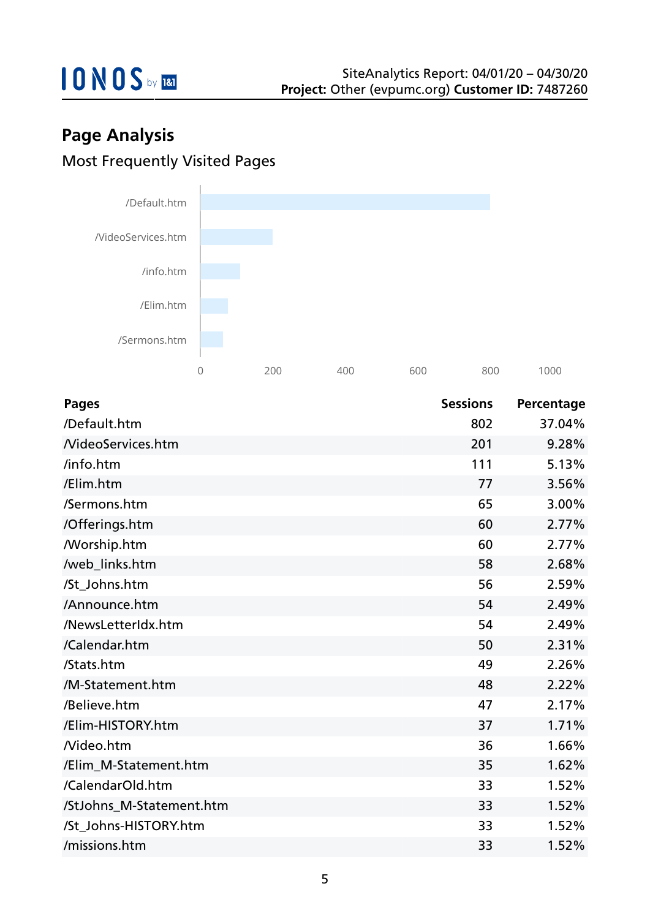## Page Analysis

### Most Frequently Visited Pages

| Pages | Sessions | Percentage |
|---|---|---|
| /Default.htm | 802 | 37.04% |
| /VideoServices.htm | 201 | 9.28% |
| /info.htm | 111 | 5.13% |
| /Elim.htm | 77 | 3.56% |
| /Sermons.htm | 65 | 3.00% |
| /Offerings.htm | 60 | 2.77% |
| /Worship.htm | 60 | 2.77% |
| /web_links.htm | 58 | 2.68% |
| /St_Johns.htm | 56 | 2.59% |
| /Announce.htm | 54 | 2.49% |
| /NewsLetterIdx.htm | 54 | 2.49% |
| /Calendar.htm | 50 | 2.31% |
| /Stats.htm | 49 | 2.26% |
| /M-Statement.htm | 48 | 2.22% |
| /Believe.htm | 47 | 2.17% |
| /Elim-HISTORY.htm | 37 | 1.71% |
| /Video.htm | 36 | 1.66% |
| /Elim_M-Statement.htm | 35 | 1.62% |
| /CalendarOld.htm | 33 | 1.52% |
| /StJohns_M-Statement.htm | 33 | 1.52% |
| /St_Johns-HISTORY.htm | 33 | 1.52% |
| /missions.htm | 33 | 1.52% |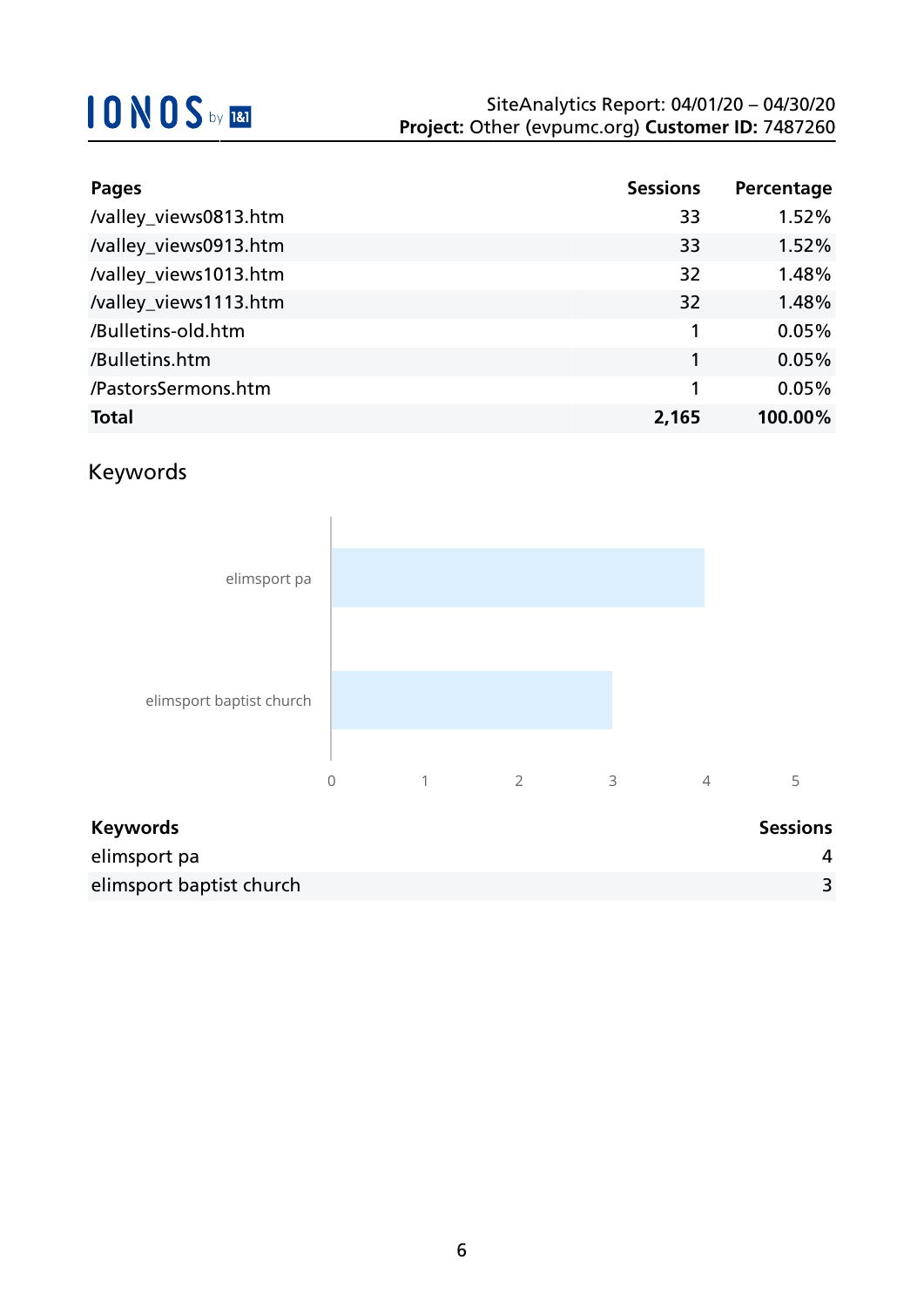| Pages | Sessions | Percentage |
| --- | --- | --- |
| /valley_views0813.htm | 33 | 1.52% |
| /valley_views0913.htm | 33 | 1.52% |
| /valley_views1013.htm | 32 | 1.48% |
| /valley_views1113.htm | 32 | 1.48% |
| /Bulletins-old.htm | 1 | 0.05% |
| /Bulletins.htm | 1 | 0.05% |
| /PastorsSermons.htm | 1 | 0.05% |
| **Total** | **2,165** | **100.00%** |

## Keywords

| Keywords | Sessions |
| --- | --- |
| elimsport pa | 4 |
| elimsport baptist church | 3 |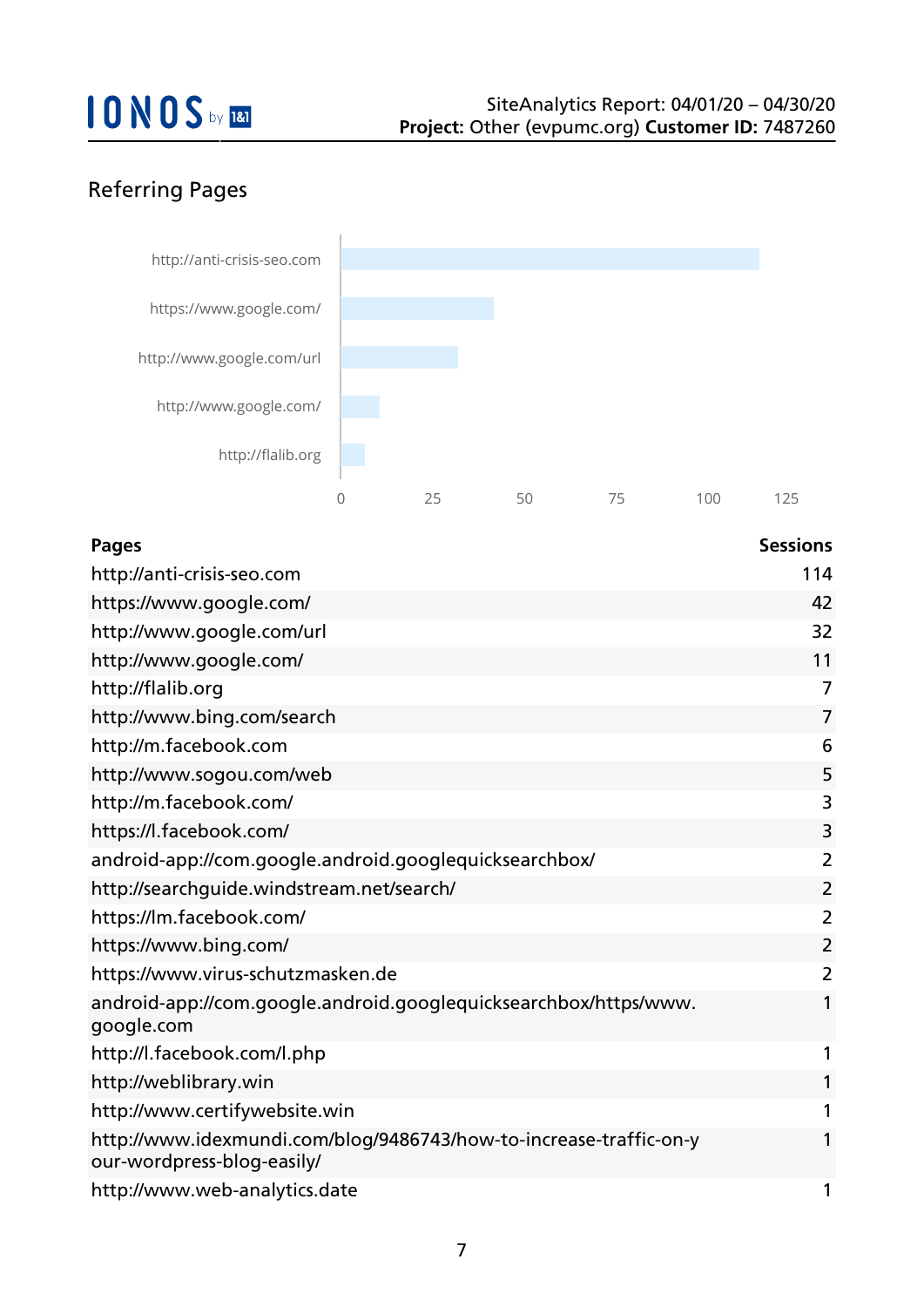## Referring Pages

| Pages | Sessions |
|---|---|
| http://anti-crisis-seo.com | 114 |
| https://www.google.com/ | 42 |
| http://www.google.com/url | 32 |
| http://www.google.com/ | 11 |
| http://flalib.org | 7 |
| http://www.bing.com/search | 7 |
| http://m.facebook.com | 6 |
| http://www.sogou.com/web | 5 |
| http://m.facebook.com/ | 3 |
| https://l.facebook.com/ | 3 |
| android-app://com.google.android.googlequicksearchbox/ | 2 |
| http://searchguide.windstream.net/search/ | 2 |
| https://lm.facebook.com/ | 2 |
| https://www.bing.com/ | 2 |
| https://www.virus-schutzmasken.de | 2 |
| android-app://com.google.android.googlequicksearchbox/https/www.google.com | 1 |
| http://l.facebook.com/l.php | 1 |
| http://weblibrary.win | 1 |
| http://www.certifywebsite.win | 1 |
| http://www.idexmundi.com/blog/9486743/how-to-increase-traffic-on-your-wordpress-blog-easily/ | 1 |
| http://www.web-analytics.date | 1 |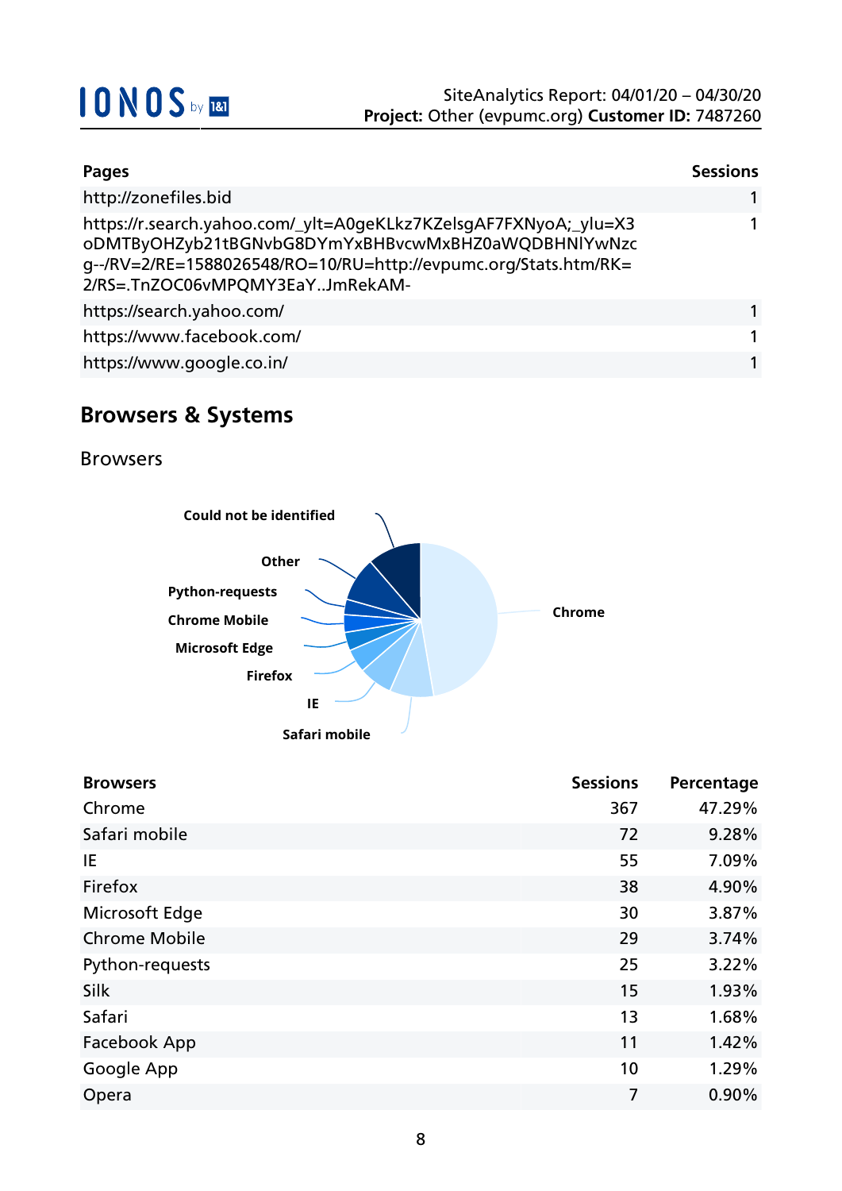| Pages | Sessions |
| --- | ---: |
| http://zonefiles.bid | 1 |
| https://r.search.yahoo.com/_ylt=A0geKLkz7KZelsgAF7FXNyoA;_ylu=X3oDMTByOHZyb21tBGNvbG8DYmYxBHBvcwMxBHZ0aWQDBHNlYwNzcg--/RV=2/RE=1588026548/RO=10/RU=http://evpumc.org/Stats.htm/RK=2/RS=.TnZOC06vMPQMY3EaY..JmRekAM- | 1 |
| https://search.yahoo.com/ | 1 |
| https://www.facebook.com/ | 1 |
| https://www.google.co.in/ | 1 |

## Browsers & Systems

### Browsers

| Browsers | Sessions | Percentage |
| --- | ---: | ---: |
| Chrome | 367 | 47.29% |
| Safari mobile | 72 | 9.28% |
| IE | 55 | 7.09% |
| Firefox | 38 | 4.90% |
| Microsoft Edge | 30 | 3.87% |
| Chrome Mobile | 29 | 3.74% |
| Python-requests | 25 | 3.22% |
| Silk | 15 | 1.93% |
| Safari | 13 | 1.68% |
| Facebook App | 11 | 1.42% |
| Google App | 10 | 1.29% |
| Opera | 7 | 0.90% |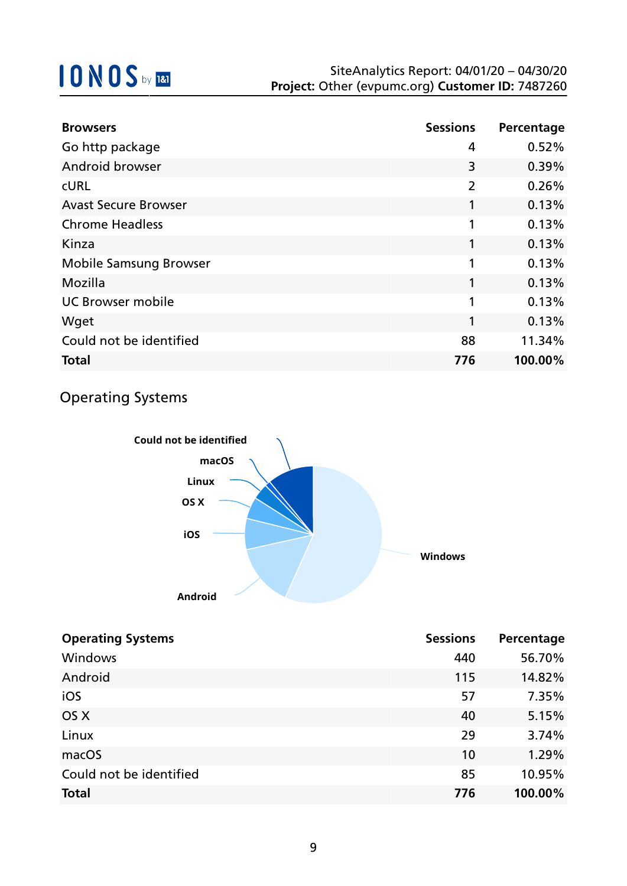| Browsers | Sessions | Percentage |
|---|---|---|
| Go http package | 4 | 0.52% |
| Android browser | 3 | 0.39% |
| cURL | 2 | 0.26% |
| Avast Secure Browser | 1 | 0.13% |
| Chrome Headless | 1 | 0.13% |
| Kinza | 1 | 0.13% |
| Mobile Samsung Browser | 1 | 0.13% |
| Mozilla | 1 | 0.13% |
| UC Browser mobile | 1 | 0.13% |
| Wget | 1 | 0.13% |
| Could not be identified | 88 | 11.34% |
| **Total** | **776** | **100.00%** |

## Operating Systems

| Operating Systems | Sessions | Percentage |
|---|---|---|
| Windows | 440 | 56.70% |
| Android | 115 | 14.82% |
| iOS | 57 | 7.35% |
| OS X | 40 | 5.15% |
| Linux | 29 | 3.74% |
| macOS | 10 | 1.29% |
| Could not be identified | 85 | 10.95% |
| **Total** | **776** | **100.00%** |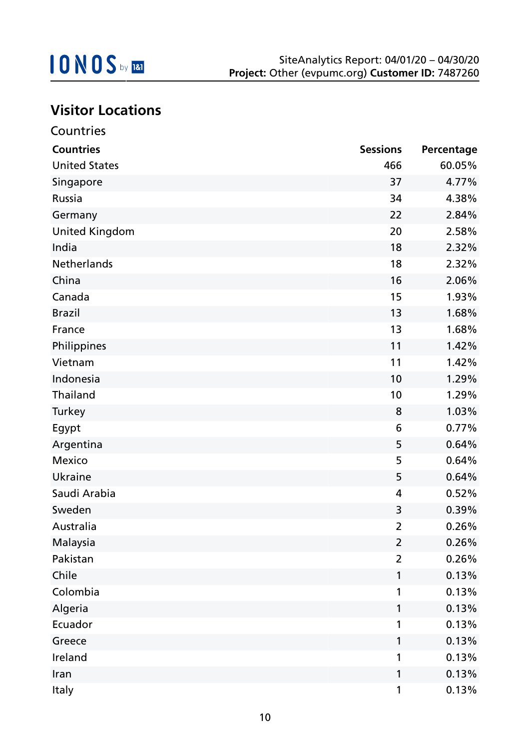## Visitor Locations

### Countries

| Countries | Sessions | Percentage |
|---|---|---|
| United States | 466 | 60.05% |
| Singapore | 37 | 4.77% |
| Russia | 34 | 4.38% |
| Germany | 22 | 2.84% |
| United Kingdom | 20 | 2.58% |
| India | 18 | 2.32% |
| Netherlands | 18 | 2.32% |
| China | 16 | 2.06% |
| Canada | 15 | 1.93% |
| Brazil | 13 | 1.68% |
| France | 13 | 1.68% |
| Philippines | 11 | 1.42% |
| Vietnam | 11 | 1.42% |
| Indonesia | 10 | 1.29% |
| Thailand | 10 | 1.29% |
| Turkey | 8 | 1.03% |
| Egypt | 6 | 0.77% |
| Argentina | 5 | 0.64% |
| Mexico | 5 | 0.64% |
| Ukraine | 5 | 0.64% |
| Saudi Arabia | 4 | 0.52% |
| Sweden | 3 | 0.39% |
| Australia | 2 | 0.26% |
| Malaysia | 2 | 0.26% |
| Pakistan | 2 | 0.26% |
| Chile | 1 | 0.13% |
| Colombia | 1 | 0.13% |
| Algeria | 1 | 0.13% |
| Ecuador | 1 | 0.13% |
| Greece | 1 | 0.13% |
| Ireland | 1 | 0.13% |
| Iran | 1 | 0.13% |
| Italy | 1 | 0.13% |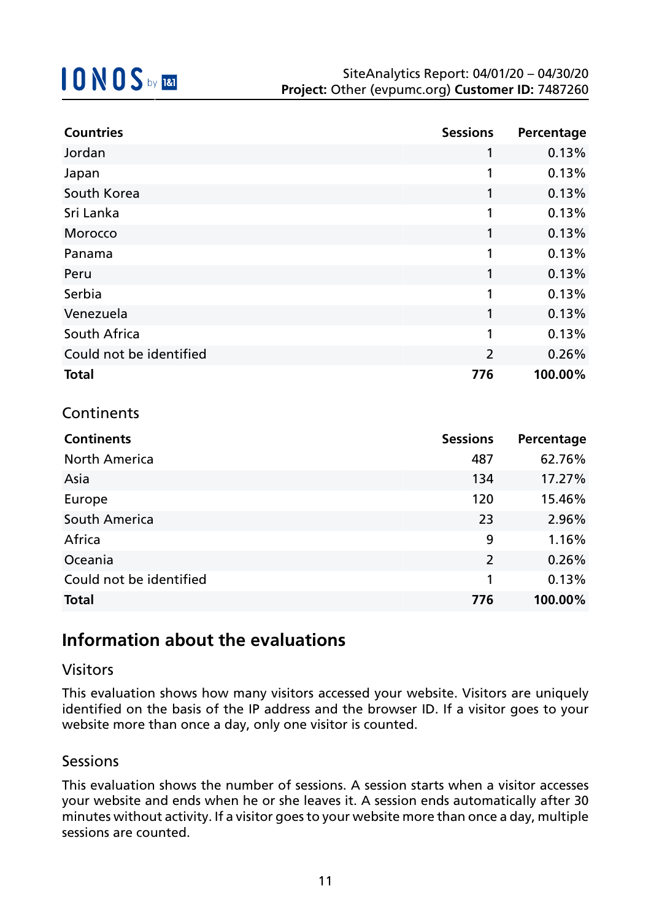| Countries | Sessions | Percentage |
|---|---|---|
| Jordan | 1 | 0.13% |
| Japan | 1 | 0.13% |
| South Korea | 1 | 0.13% |
| Sri Lanka | 1 | 0.13% |
| Morocco | 1 | 0.13% |
| Panama | 1 | 0.13% |
| Peru | 1 | 0.13% |
| Serbia | 1 | 0.13% |
| Venezuela | 1 | 0.13% |
| South Africa | 1 | 0.13% |
| Could not be identified | 2 | 0.26% |
| **Total** | **776** | **100.00%** |

### Continents

| Continents | Sessions | Percentage |
|---|---|---|
| North America | 487 | 62.76% |
| Asia | 134 | 17.27% |
| Europe | 120 | 15.46% |
| South America | 23 | 2.96% |
| Africa | 9 | 1.16% |
| Oceania | 2 | 0.26% |
| Could not be identified | 1 | 0.13% |
| **Total** | **776** | **100.00%** |

## Information about the evaluations

### Visitors

This evaluation shows how many visitors accessed your website. Visitors are uniquely identified on the basis of the IP address and the browser ID. If a visitor goes to your website more than once a day, only one visitor is counted.

### Sessions

This evaluation shows the number of sessions. A session starts when a visitor accesses your website and ends when he or she leaves it. A session ends automatically after 30 minutes without activity. If a visitor goes to your website more than once a day, multiple sessions are counted.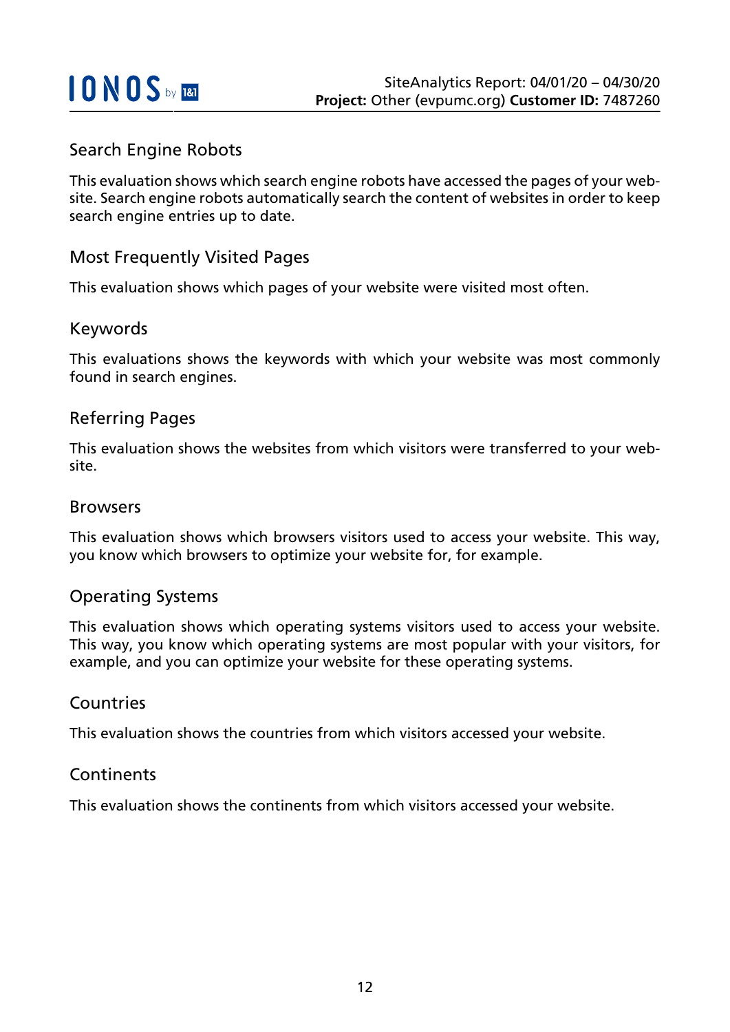## Search Engine Robots

This evaluation shows which search engine robots have accessed the pages of your website. Search engine robots automatically search the content of websites in order to keep search engine entries up to date.

## Most Frequently Visited Pages

This evaluation shows which pages of your website were visited most often.

## Keywords

This evaluations shows the keywords with which your website was most commonly found in search engines.

## Referring Pages

This evaluation shows the websites from which visitors were transferred to your website.

## Browsers

This evaluation shows which browsers visitors used to access your website. This way, you know which browsers to optimize your website for, for example.

## Operating Systems

This evaluation shows which operating systems visitors used to access your website. This way, you know which operating systems are most popular with your visitors, for example, and you can optimize your website for these operating systems.

## Countries

This evaluation shows the countries from which visitors accessed your website.

## Continents

This evaluation shows the continents from which visitors accessed your website.